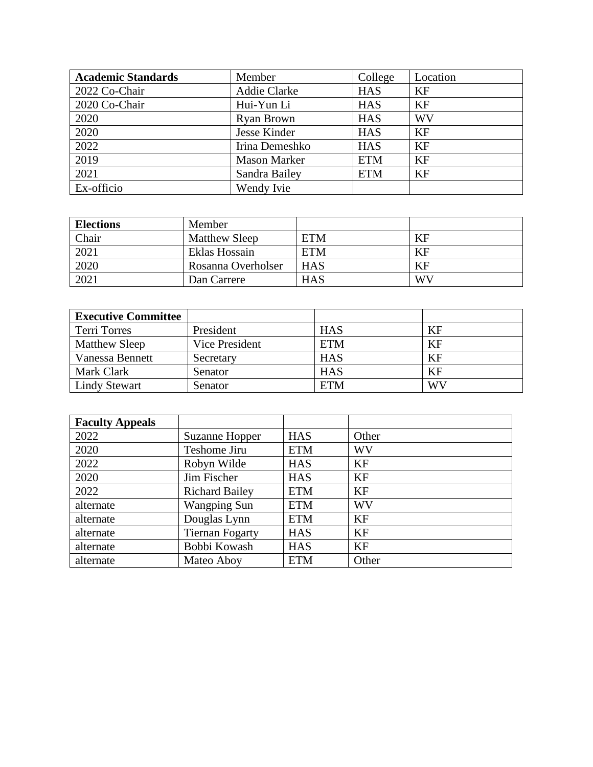| Academic Standards | Member | College | Location |
|---|---|---|---|
| 2022 Co-Chair | Addie Clarke | HAS | KF |
| 2020 Co-Chair | Hui-Yun Li | HAS | KF |
| 2020 | Ryan Brown | HAS | WV |
| 2020 | Jesse Kinder | HAS | KF |
| 2022 | Irina Demeshko | HAS | KF |
| 2019 | Mason Marker | ETM | KF |
| 2021 | Sandra Bailey | ETM | KF |
| Ex-officio | Wendy Ivie | | |

| Elections | Member | | |
|---|---|---|---|
| Chair | Matthew Sleep | ETM | KF |
| 2021 | Eklas Hossain | ETM | KF |
| 2020 | Rosanna Overholser | HAS | KF |
| 2021 | Dan Carrere | HAS | WV |

| Executive Committee | | | |
|---|---|---|---|
| Terri Torres | President | HAS | KF |
| Matthew Sleep | Vice President | ETM | KF |
| Vanessa Bennett | Secretary | HAS | KF |
| Mark Clark | Senator | HAS | KF |
| Lindy Stewart | Senator | ETM | WV |

| Faculty Appeals | | | |
|---|---|---|---|
| 2022 | Suzanne Hopper | HAS | Other |
| 2020 | Teshome Jiru | ETM | WV |
| 2022 | Robyn Wilde | HAS | KF |
| 2020 | Jim Fischer | HAS | KF |
| 2022 | Richard Bailey | ETM | KF |
| alternate | Wangping Sun | ETM | WV |
| alternate | Douglas Lynn | ETM | KF |
| alternate | Tiernan Fogarty | HAS | KF |
| alternate | Bobbi Kowash | HAS | KF |
| alternate | Mateo Aboy | ETM | Other |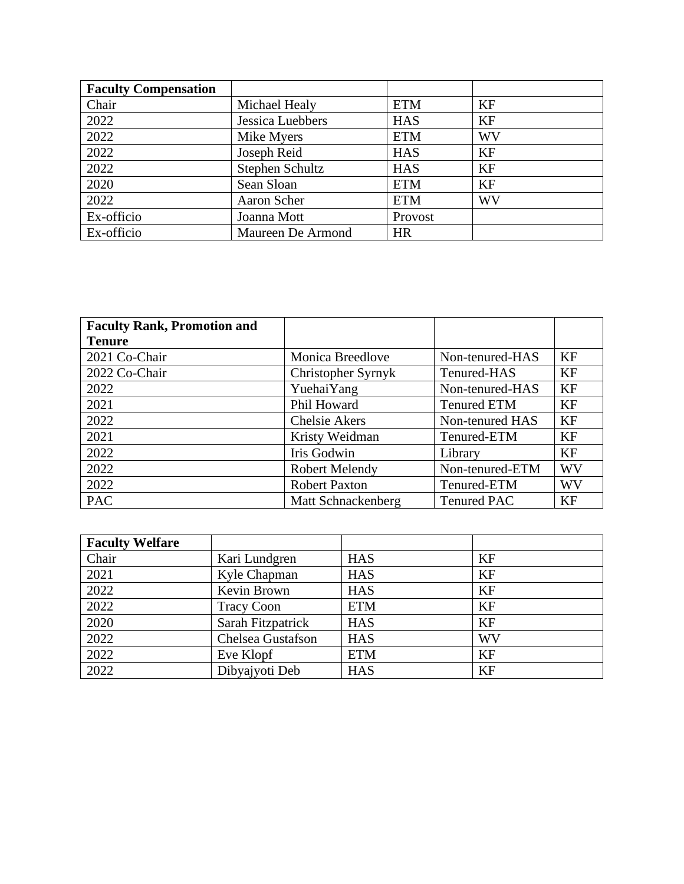| **Faculty Compensation** | | | |
|---|---|---|---|
| Chair | Michael Healy | ETM | KF |
| 2022 | Jessica Luebbers | HAS | KF |
| 2022 | Mike Myers | ETM | WV |
| 2022 | Joseph Reid | HAS | KF |
| 2022 | Stephen Schultz | HAS | KF |
| 2020 | Sean Sloan | ETM | KF |
| 2022 | Aaron Scher | ETM | WV |
| Ex-officio | Joanna Mott | Provost | |
| Ex-officio | Maureen De Armond | HR | |

| **Faculty Rank, Promotion and Tenure** | | | |
|---|---|---|---|
| 2021 Co-Chair | Monica Breedlove | Non-tenured-HAS | KF |
| 2022 Co-Chair | Christopher Syrnyk | Tenured-HAS | KF |
| 2022 | YuehaiYang | Non-tenured-HAS | KF |
| 2021 | Phil Howard | Tenured ETM | KF |
| 2022 | Chelsie Akers | Non-tenured HAS | KF |
| 2021 | Kristy Weidman | Tenured-ETM | KF |
| 2022 | Iris Godwin | Library | KF |
| 2022 | Robert Melendy | Non-tenured-ETM | WV |
| 2022 | Robert Paxton | Tenured-ETM | WV |
| PAC | Matt Schnackenberg | Tenured PAC | KF |

| **Faculty Welfare** | | | |
|---|---|---|---|
| Chair | Kari Lundgren | HAS | KF |
| 2021 | Kyle Chapman | HAS | KF |
| 2022 | Kevin Brown | HAS | KF |
| 2022 | Tracy Coon | ETM | KF |
| 2020 | Sarah Fitzpatrick | HAS | KF |
| 2022 | Chelsea Gustafson | HAS | WV |
| 2022 | Eve Klopf | ETM | KF |
| 2022 | Dibyajyoti Deb | HAS | KF |